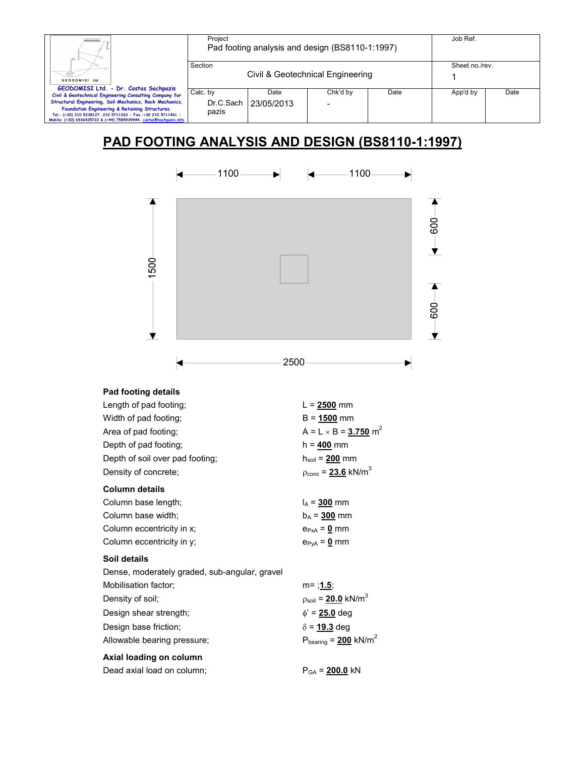| GEODOMISI Ltd. - Dr. Costas Sachpazis<br>Civil & Geotechnical Engineering Consulting Company for Structural Engineering, Soil Mechanics, Rock Mechanics, Foundation Engineering & Retaining Structures.<br>Tel.: (+30) 210 5238127, 210 5711263 - Fax.:+30 210 5711461 - Mobile: (+30) 6936425722 & (+44) 7585939944, costas@sachpazis.info | Project<br>Pad footing analysis and design (BS8110-1:1997) | | | Job Ref. | |
|---|---|---|---|---|---|---|
| | Section<br>Civil & Geotechnical Engineering | | | | Sheet no./rev.<br>1 | |
| | Calc. by<br>Dr.C.Sachpazis | Date<br>23/05/2013 | Chk'd by<br>- | Date | App'd by | Date |

# PAD FOOTING ANALYSIS AND DESIGN (BS8110-1:1997)

### Pad footing details

| | |
|---|---|
| Length of pad footing; | $L$ = **2500** mm |
| Width of pad footing; | $B$ = **1500** mm |
| Area of pad footing; | $A = L \times B$ = **3.750** $m^2$ |
| Depth of pad footing; | $h$ = **400** mm |
| Depth of soil over pad footing; | $h_{soil}$ = **200** mm |
| Density of concrete; | $\rho_{conc}$ = **23.6** $kN/m^3$ |

### Column details

| | |
|---|---|
| Column base length; | $l_A$ = **300** mm |
| Column base width; | $b_A$ = **300** mm |
| Column eccentricity in x; | $e_{PxA}$ = **0** mm |
| Column eccentricity in y; | $e_{PyA}$ = **0** mm |

### Soil details

Dense, moderately graded, sub-angular, gravel

| | |
|---|---|
| Mobilisation factor; | m= ;**1.5**; |
| Density of soil; | $\rho_{soil}$ = **20.0** $kN/m^3$ |
| Design shear strength; | $\phi'$ = **25.0** deg |
| Design base friction; | $\delta$ = **19.3** deg |
| Allowable bearing pressure; | $P_{bearing}$ = **200** $kN/m^2$ |

### Axial loading on column

| | |
|---|---|
| Dead axial load on column; | $P_{GA}$ = **200.0** kN |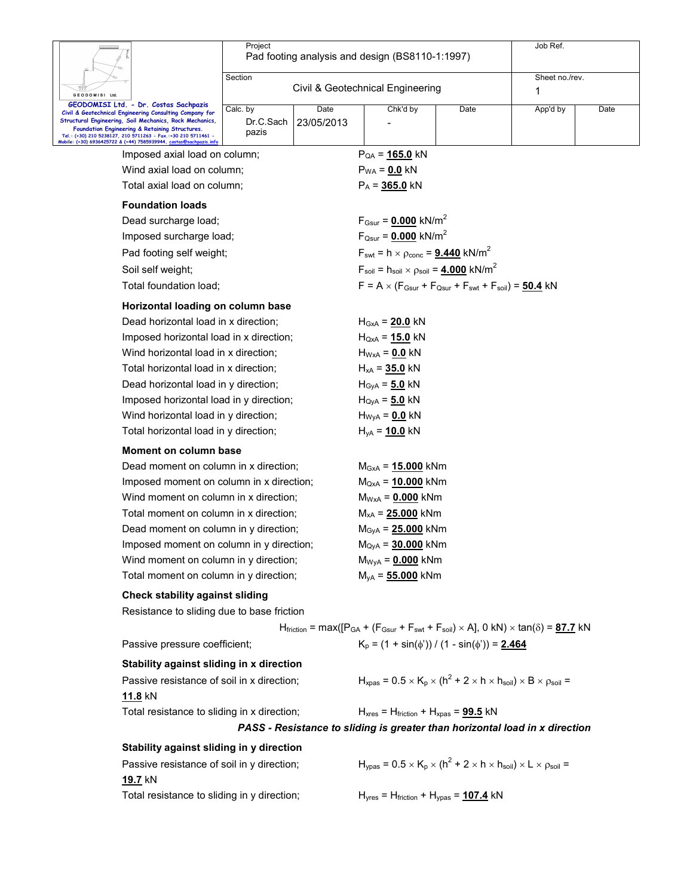Imposed axial load on column; $P_{QA}$ = **165.0** kN

Wind axial load on column; $P_{WA}$ = **0.0** kN

Total axial load on column; $P_A$ = **365.0** kN

**Foundation loads**

Dead surcharge load; $F_{Gsur}$ = **0.000** kN/m$^2$

Imposed surcharge load; $F_{Qsur}$ = **0.000** kN/m$^2$

Pad footing self weight; $F_{swt} = h \times \rho_{conc}$ = **9.440** kN/m$^2$

Soil self weight; $F_{soil} = h_{soil} \times \rho_{soil}$ = **4.000** kN/m$^2$

Total foundation load; $F = A \times (F_{Gsur} + F_{Qsur} + F_{swt} + F_{soil})$ = **50.4** kN

**Horizontal loading on column base**

Dead horizontal load in x direction; $H_{GxA}$ = **20.0** kN

Imposed horizontal load in x direction; $H_{QxA}$ = **15.0** kN

Wind horizontal load in x direction; $H_{WxA}$ = **0.0** kN

Total horizontal load in x direction; $H_{xA}$ = **35.0** kN

Dead horizontal load in y direction; $H_{GyA}$ = **5.0** kN

Imposed horizontal load in y direction; $H_{QyA}$ = **5.0** kN

Wind horizontal load in y direction; $H_{WyA}$ = **0.0** kN

Total horizontal load in y direction; $H_{yA}$ = **10.0** kN

**Moment on column base**

Dead moment on column in x direction; $M_{GxA}$ = **15.000** kNm

Imposed moment on column in x direction; $M_{QxA}$ = **10.000** kNm

Wind moment on column in x direction; $M_{WxA}$ = **0.000** kNm

Total moment on column in x direction; $M_{xA}$ = **25.000** kNm

Dead moment on column in y direction; $M_{GyA}$ = **25.000** kNm

Imposed moment on column in y direction; $M_{QyA}$ = **30.000** kNm

Wind moment on column in y direction; $M_{WyA}$ = **0.000** kNm

Total moment on column in y direction; $M_{yA}$ = **55.000** kNm

**Check stability against sliding**

Resistance to sliding due to base friction

$H_{friction} = \max([P_{GA} + (F_{Gsur} + F_{swt} + F_{soil}) \times A], 0 \text{ kN}) \times \tan(\delta)$ = **87.7** kN

Passive pressure coefficient; $K_p = (1 + \sin(\phi')) / (1 - \sin(\phi'))$ = **2.464**

**Stability against sliding in x direction**

Passive resistance of soil in x direction; $H_{xpas} = 0.5 \times K_p \times (h^2 + 2 \times h \times h_{soil}) \times B \times \rho_{soil}$ = **11.8** kN

Total resistance to sliding in x direction; $H_{xres} = H_{friction} + H_{xpas}$ = **99.5** kN

***PASS - Resistance to sliding is greater than horizontal load in x direction***

**Stability against sliding in y direction**

Passive resistance of soil in y direction; $H_{ypas} = 0.5 \times K_p \times (h^2 + 2 \times h \times h_{soil}) \times L \times \rho_{soil}$ = **19.7** kN

Total resistance to sliding in y direction; $H_{yres} = H_{friction} + H_{ypas}$ = **107.4** kN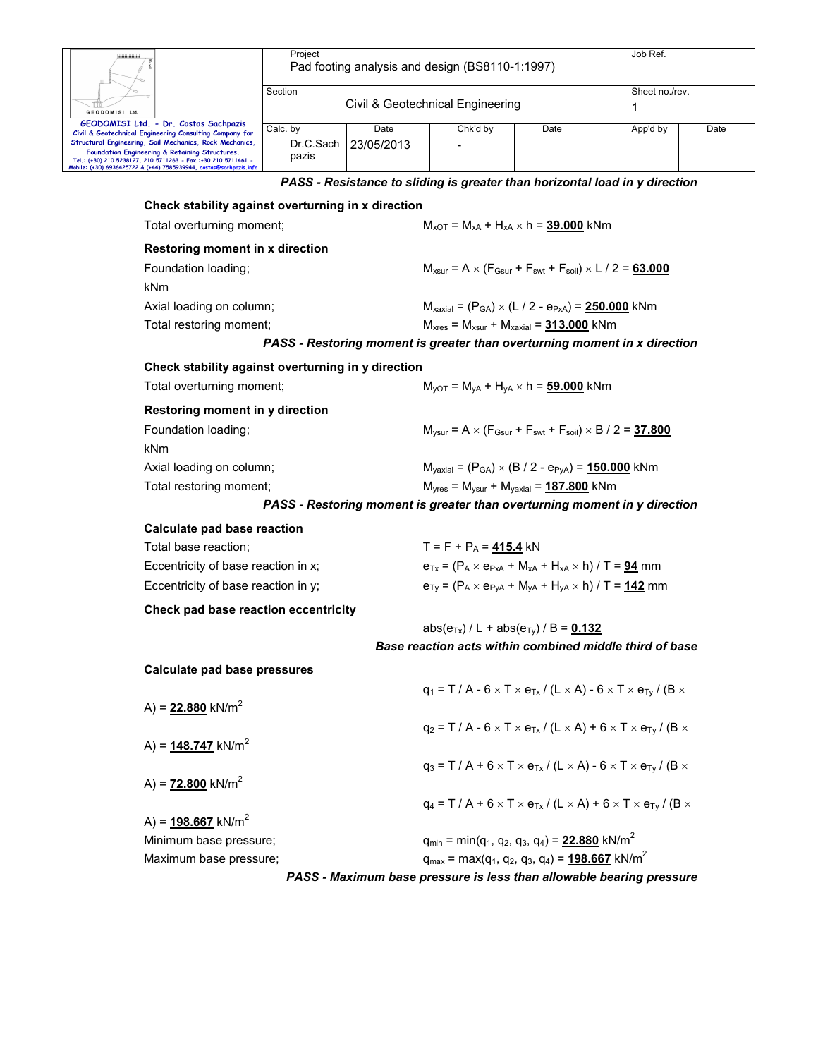***PASS - Resistance to sliding is greater than horizontal load in y direction***

**Check stability against overturning in x direction**

Total overturning moment; $M_{xOT} = M_{xA} + H_{xA} \times h$ = **39.000** kNm

**Restoring moment in x direction**

Foundation loading; $M_{xsur} = A \times (F_{Gsur} + F_{swt} + F_{soil}) \times L / 2$ = **63.000** kNm

Axial loading on column; $M_{xaxial} = (P_{GA}) \times (L / 2 - e_{PxA})$ = **250.000** kNm

Total restoring moment; $M_{xres} = M_{xsur} + M_{xaxial}$ = **313.000** kNm

***PASS - Restoring moment is greater than overturning moment in x direction***

**Check stability against overturning in y direction**

Total overturning moment; $M_{yOT} = M_{yA} + H_{yA} \times h$ = **59.000** kNm

**Restoring moment in y direction**

Foundation loading; $M_{ysur} = A \times (F_{Gsur} + F_{swt} + F_{soil}) \times B / 2$ = **37.800** kNm

Axial loading on column; $M_{yaxial} = (P_{GA}) \times (B / 2 - e_{PyA})$ = **150.000** kNm

Total restoring moment; $M_{yres} = M_{ysur} + M_{yaxial}$ = **187.800** kNm

***PASS - Restoring moment is greater than overturning moment in y direction***

**Calculate pad base reaction**

Total base reaction; $T = F + P_A$ = **415.4** kN

Eccentricity of base reaction in x; $e_{Tx} = (P_A \times e_{PxA} + M_{xA} + H_{xA} \times h) / T$ = **94** mm

Eccentricity of base reaction in y; $e_{Ty} = (P_A \times e_{PyA} + M_{yA} + H_{yA} \times h) / T$ = **142** mm

**Check pad base reaction eccentricity**

$\text{abs}(e_{Tx}) / L + \text{abs}(e_{Ty}) / B$ = **0.132**

***Base reaction acts within combined middle third of base***

**Calculate pad base pressures**

$q_1 = T / A - 6 \times T \times e_{Tx} / (L \times A) - 6 \times T \times e_{Ty} / (B \times A)$ = **22.880** kN/m$^2$

$q_2 = T / A - 6 \times T \times e_{Tx} / (L \times A) + 6 \times T \times e_{Ty} / (B \times A)$ = **148.747** kN/m$^2$

$q_3 = T / A + 6 \times T \times e_{Tx} / (L \times A) - 6 \times T \times e_{Ty} / (B \times A)$ = **72.800** kN/m$^2$

$q_4 = T / A + 6 \times T \times e_{Tx} / (L \times A) + 6 \times T \times e_{Ty} / (B \times A)$ = **198.667** kN/m$^2$

Minimum base pressure; $q_{min} = \min(q_1, q_2, q_3, q_4)$ = **22.880** kN/m$^2$

Maximum base pressure; $q_{max} = \max(q_1, q_2, q_3, q_4)$ = **198.667** kN/m$^2$

***PASS - Maximum base pressure is less than allowable bearing pressure***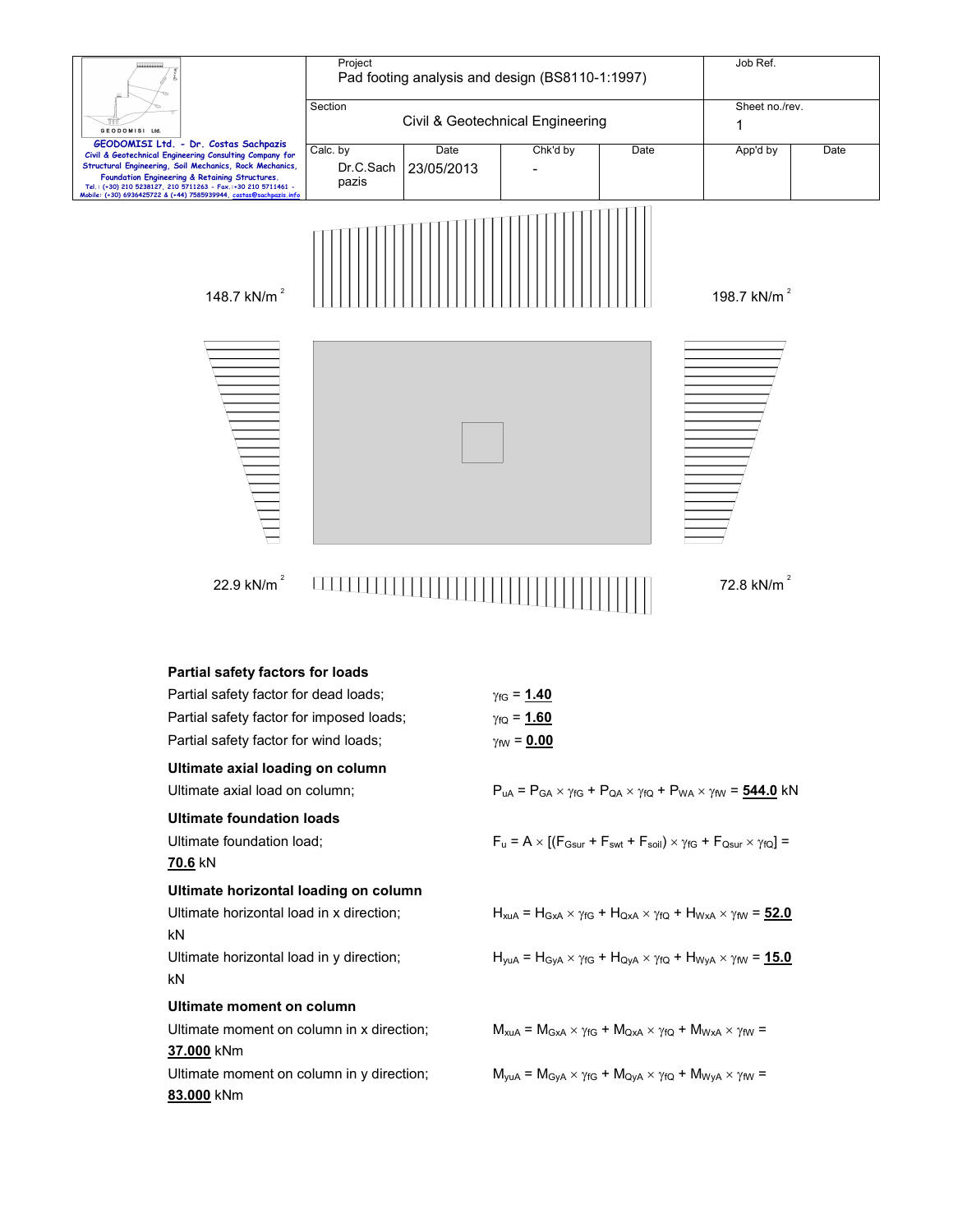148.7 kN/m²

198.7 kN/m²

22.9 kN/m²

72.8 kN/m²

**Partial safety factors for loads**

Partial safety factor for dead loads; $\gamma_{fG}$ = **1.40**

Partial safety factor for imposed loads; $\gamma_{fQ}$ = **1.60**

Partial safety factor for wind loads; $\gamma_{fW}$ = **0.00**

**Ultimate axial loading on column**

Ultimate axial load on column; $P_{uA} = P_{GA} \times \gamma_{fG} + P_{QA} \times \gamma_{fQ} + P_{WA} \times \gamma_{fW}$ = **544.0** kN

**Ultimate foundation loads**

Ultimate foundation load; $F_u = A \times [(F_{Gsur} + F_{swt} + F_{soil}) \times \gamma_{fG} + F_{Qsur} \times \gamma_{fQ}]$ = **70.6** kN

**Ultimate horizontal loading on column**

Ultimate horizontal load in x direction; $H_{xuA} = H_{GxA} \times \gamma_{fG} + H_{QxA} \times \gamma_{fQ} + H_{WxA} \times \gamma_{fW}$ = **52.0** kN

Ultimate horizontal load in y direction; $H_{yuA} = H_{GyA} \times \gamma_{fG} + H_{QyA} \times \gamma_{fQ} + H_{WyA} \times \gamma_{fW}$ = **15.0** kN

**Ultimate moment on column**

Ultimate moment on column in x direction; $M_{xuA} = M_{GxA} \times \gamma_{fG} + M_{QxA} \times \gamma_{fQ} + M_{WxA} \times \gamma_{fW}$ = **37.000** kNm

Ultimate moment on column in y direction; $M_{yuA} = M_{GyA} \times \gamma_{fG} + M_{QyA} \times \gamma_{fQ} + M_{WyA} \times \gamma_{fW}$ = **83.000** kNm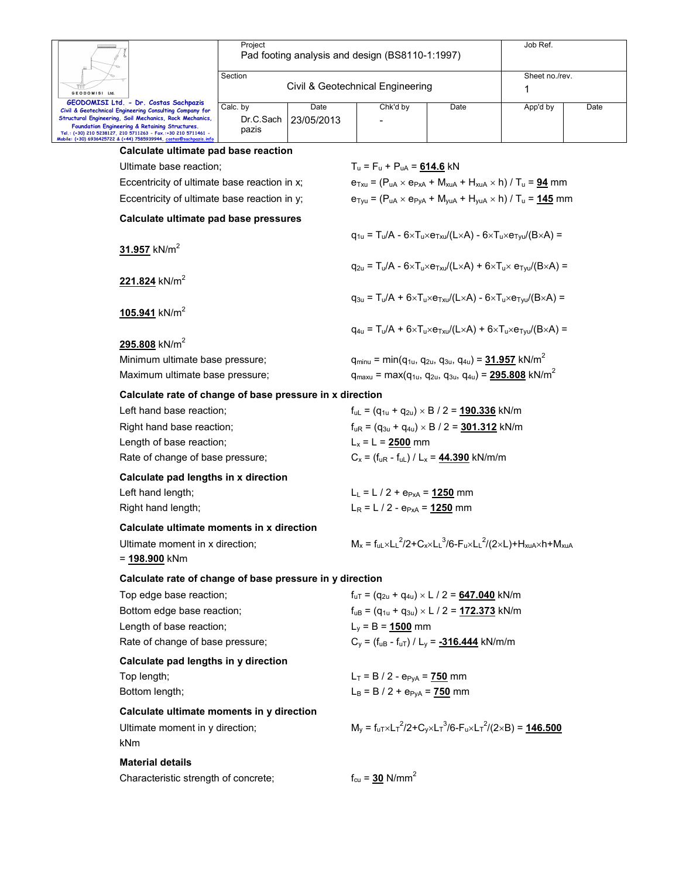**Calculate ultimate pad base reaction**

Ultimate base reaction; $T_u = F_u + P_{uA} = \underline{\mathbf{614.6}}$ kN

Eccentricity of ultimate base reaction in x; $e_{Txu} = (P_{uA} \times e_{PxA} + M_{xuA} + H_{xuA} \times h) / T_u = \underline{\mathbf{94}}$ mm

Eccentricity of ultimate base reaction in y; $e_{Tyu} = (P_{uA} \times e_{PyA} + M_{yuA} + H_{yuA} \times h) / T_u = \underline{\mathbf{145}}$ mm

**Calculate ultimate pad base pressures**

$q_{1u} = T_u/A - 6 \times T_u \times e_{Txu}/(L \times A) - 6 \times T_u \times e_{Tyu}/(B \times A) =$ $\underline{\mathbf{31.957}}$ kN/m$^2$

$q_{2u} = T_u/A - 6 \times T_u \times e_{Txu}/(L \times A) + 6 \times T_u \times e_{Tyu}/(B \times A) =$ $\underline{\mathbf{221.824}}$ kN/m$^2$

$q_{3u} = T_u/A + 6 \times T_u \times e_{Txu}/(L \times A) - 6 \times T_u \times e_{Tyu}/(B \times A) =$ $\underline{\mathbf{105.941}}$ kN/m$^2$

$q_{4u} = T_u/A + 6 \times T_u \times e_{Txu}/(L \times A) + 6 \times T_u \times e_{Tyu}/(B \times A) =$ $\underline{\mathbf{295.808}}$ kN/m$^2$

Minimum ultimate base pressure; $q_{minu} = \min(q_{1u}, q_{2u}, q_{3u}, q_{4u}) = \underline{\mathbf{31.957}}$ kN/m$^2$

Maximum ultimate base pressure; $q_{maxu} = \max(q_{1u}, q_{2u}, q_{3u}, q_{4u}) = \underline{\mathbf{295.808}}$ kN/m$^2$

**Calculate rate of change of base pressure in x direction**

Left hand base reaction; $f_{uL} = (q_{1u} + q_{2u}) \times B / 2 = \underline{\mathbf{190.336}}$ kN/m

Right hand base reaction; $f_{uR} = (q_{3u} + q_{4u}) \times B / 2 = \underline{\mathbf{301.312}}$ kN/m

Length of base reaction; $L_x = L = \underline{\mathbf{2500}}$ mm

Rate of change of base pressure; $C_x = (f_{uR} - f_{uL}) / L_x = \underline{\mathbf{44.390}}$ kN/m/m

**Calculate pad lengths in x direction**

Left hand length; $L_L = L / 2 + e_{PxA} = \underline{\mathbf{1250}}$ mm

Right hand length; $L_R = L / 2 - e_{PxA} = \underline{\mathbf{1250}}$ mm

**Calculate ultimate moments in x direction**

Ultimate moment in x direction; $M_x = f_{uL} \times L_L^2/2 + C_x \times L_L^3/6 - F_u \times L_L^2/(2 \times L) + H_{xuA} \times h + M_{xuA}$ $= \underline{\mathbf{198.900}}$ kNm

**Calculate rate of change of base pressure in y direction**

Top edge base reaction; $f_{uT} = (q_{2u} + q_{4u}) \times L / 2 = \underline{\mathbf{647.040}}$ kN/m

Bottom edge base reaction; $f_{uB} = (q_{1u} + q_{3u}) \times L / 2 = \underline{\mathbf{172.373}}$ kN/m

Length of base reaction; $L_y = B = \underline{\mathbf{1500}}$ mm

Rate of change of base pressure; $C_y = (f_{uB} - f_{uT}) / L_y = \underline{\mathbf{-316.444}}$ kN/m/m

**Calculate pad lengths in y direction**

Top length; $L_T = B / 2 - e_{PyA} = \underline{\mathbf{750}}$ mm

Bottom length; $L_B = B / 2 + e_{PyA} = \underline{\mathbf{750}}$ mm

**Calculate ultimate moments in y direction**

Ultimate moment in y direction; $M_y = f_{uT} \times L_T^2/2 + C_y \times L_T^3/6 - F_u \times L_T^2/(2 \times B) = \underline{\mathbf{146.500}}$ kNm

**Material details**

Characteristic strength of concrete; $f_{cu} = \underline{\mathbf{30}}$ N/mm$^2$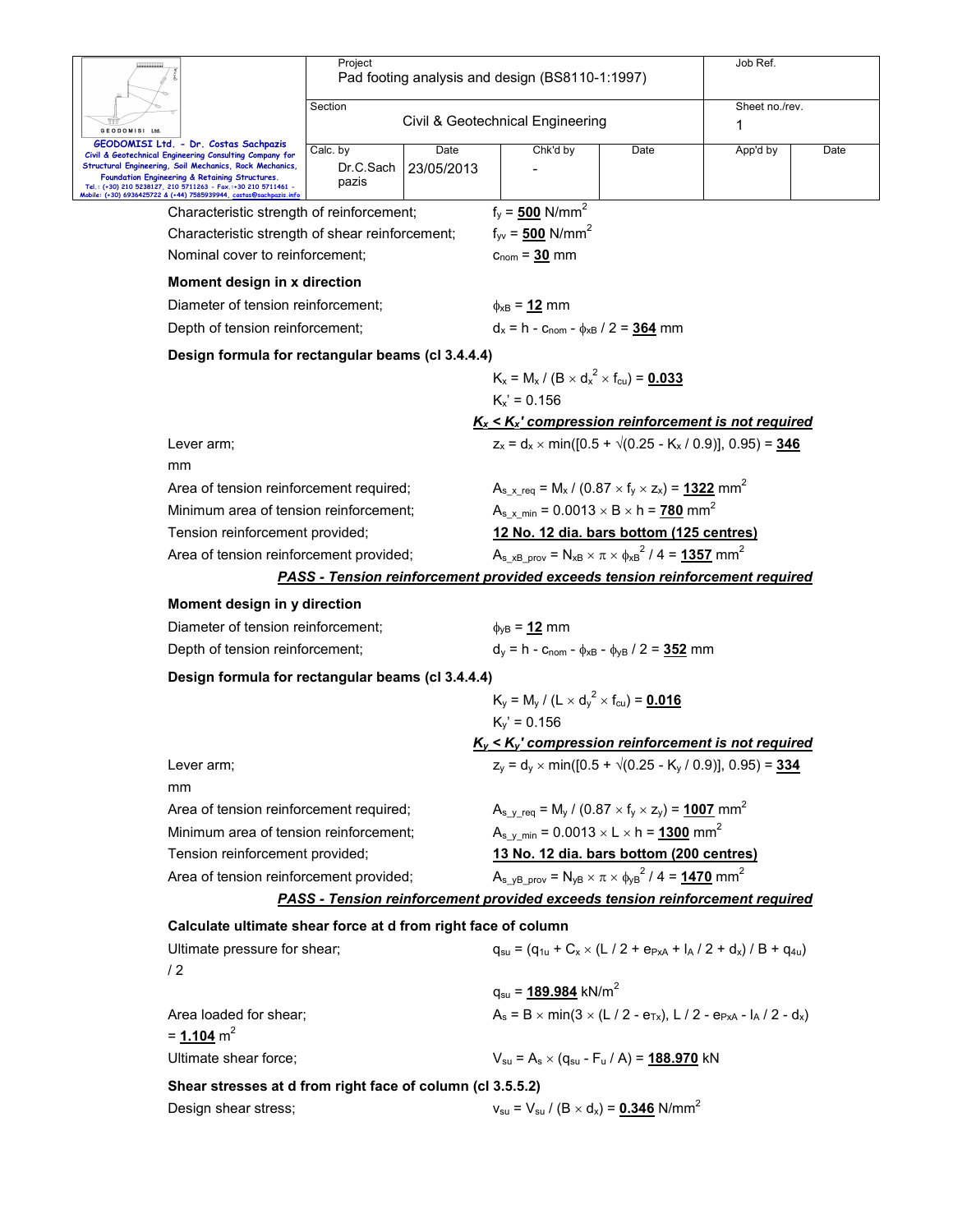Characteristic strength of reinforcement; $f_y$ = **500** N/mm$^2$

Characteristic strength of shear reinforcement; $f_{yv}$ = **500** N/mm$^2$

Nominal cover to reinforcement; $c_{nom}$ = **30** mm

### Moment design in x direction

Diameter of tension reinforcement; $\phi_{xB}$ = **12** mm

Depth of tension reinforcement; $d_x = h - c_{nom} - \phi_{xB} / 2$ = **364** mm

### Design formula for rectangular beams (cl 3.4.4.4)

$K_x = M_x / (B \times d_x^2 \times f_{cu})$ = **0.033**

$K_x' = 0.156$

***$K_x < K_x'$ compression reinforcement is not required***

Lever arm; $z_x = d_x \times \min([0.5 + \sqrt{(0.25 - K_x / 0.9)}], 0.95)$ = **346** mm

Area of tension reinforcement required; $A_{s\_x\_req} = M_x / (0.87 \times f_y \times z_x)$ = **1322** mm$^2$

Minimum area of tension reinforcement; $A_{s\_x\_min} = 0.0013 \times B \times h$ = **780** mm$^2$

Tension reinforcement provided; **12 No. 12 dia. bars bottom (125 centres)**

Area of tension reinforcement provided; $A_{s\_xB\_prov} = N_{xB} \times \pi \times \phi_{xB}^2 / 4$ = **1357** mm$^2$

***PASS - Tension reinforcement provided exceeds tension reinforcement required***

### Moment design in y direction

Diameter of tension reinforcement; $\phi_{yB}$ = **12** mm

Depth of tension reinforcement; $d_y = h - c_{nom} - \phi_{xB} - \phi_{yB} / 2$ = **352** mm

### Design formula for rectangular beams (cl 3.4.4.4)

$K_y = M_y / (L \times d_y^2 \times f_{cu})$ = **0.016**

$K_y' = 0.156$

***$K_y < K_y'$ compression reinforcement is not required***

Lever arm; $z_y = d_y \times \min([0.5 + \sqrt{(0.25 - K_y / 0.9)}], 0.95)$ = **334** mm

Area of tension reinforcement required; $A_{s\_y\_req} = M_y / (0.87 \times f_y \times z_y)$ = **1007** mm$^2$

Minimum area of tension reinforcement; $A_{s\_y\_min} = 0.0013 \times L \times h$ = **1300** mm$^2$

Tension reinforcement provided; **13 No. 12 dia. bars bottom (200 centres)**

Area of tension reinforcement provided; $A_{s\_yB\_prov} = N_{yB} \times \pi \times \phi_{yB}^2 / 4$ = **1470** mm$^2$

***PASS - Tension reinforcement provided exceeds tension reinforcement required***

### Calculate ultimate shear force at d from right face of column

Ultimate pressure for shear; $q_{su} = (q_{1u} + C_x \times (L / 2 + e_{PxA} + l_A / 2 + d_x) / B + q_{4u}) / 2$

$q_{su}$ = **189.984** kN/m$^2$

Area loaded for shear; $A_s = B \times \min(3 \times (L / 2 - e_{Tx}), L / 2 - e_{PxA} - l_A / 2 - d_x)$ = **1.104** m$^2$

Ultimate shear force; $V_{su} = A_s \times (q_{su} - F_u / A)$ = **188.970** kN

### Shear stresses at d from right face of column (cl 3.5.5.2)

Design shear stress; $v_{su} = V_{su} / (B \times d_x)$ = **0.346** N/mm$^2$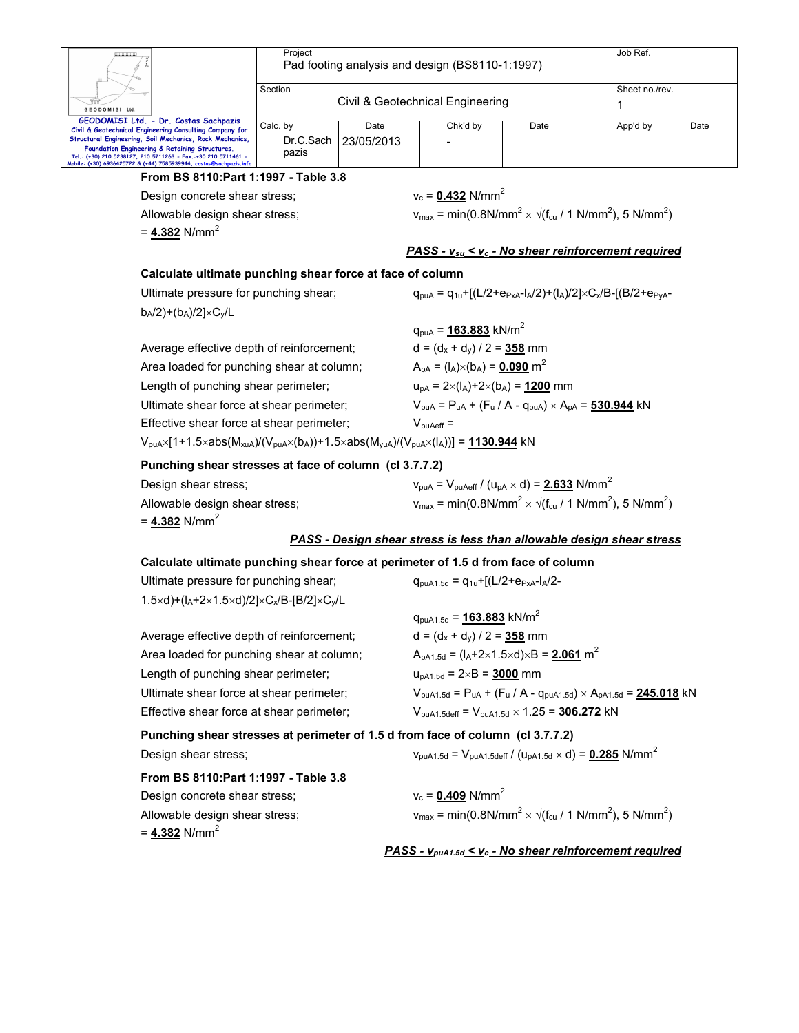**From BS 8110:Part 1:1997 - Table 3.8**

Design concrete shear stress; $v_c$ = **0.432** N/mm$^2$

Allowable design shear stress; $v_{max} = \min(0.8\text{N/mm}^2 \times \sqrt{(f_{cu} / 1 \text{ N/mm}^2)}, 5 \text{ N/mm}^2)$ = **4.382** N/mm$^2$

***PASS - $v_{su} < v_c$ - No shear reinforcement required***

**Calculate ultimate punching shear force at face of column**

Ultimate pressure for punching shear; $q_{puA} = q_{1u}+[(L/2+e_{PxA}-l_A/2)+(l_A)/2]\times C_x/B-[(B/2+e_{PyA}-b_A/2)+(b_A)/2]\times C_y/L$

$q_{puA}$ = **163.883** kN/m$^2$

Average effective depth of reinforcement; $d = (d_x + d_y) / 2$ = **358** mm

Area loaded for punching shear at column; $A_{pA} = (l_A)\times(b_A)$ = **0.090** m$^2$

Length of punching shear perimeter; $u_{pA} = 2\times(l_A)+2\times(b_A)$ = **1200** mm

Ultimate shear force at shear perimeter; $V_{puA} = P_{uA} + (F_u / A - q_{puA}) \times A_{pA}$ = **530.944** kN

Effective shear force at shear perimeter; $V_{puAeff} = V_{puA}\times[1+1.5\times\text{abs}(M_{xuA})/(V_{puA}\times(b_A))+1.5\times\text{abs}(M_{yuA})/(V_{puA}\times(l_A))]$ = **1130.944** kN

**Punching shear stresses at face of column (cl 3.7.7.2)**

Design shear stress; $v_{puA} = V_{puAeff} / (u_{pA} \times d)$ = **2.633** N/mm$^2$

Allowable design shear stress; $v_{max} = \min(0.8\text{N/mm}^2 \times \sqrt{(f_{cu} / 1 \text{ N/mm}^2)}, 5 \text{ N/mm}^2)$ = **4.382** N/mm$^2$

***PASS - Design shear stress is less than allowable design shear stress***

**Calculate ultimate punching shear force at perimeter of 1.5 d from face of column**

Ultimate pressure for punching shear; $q_{puA1.5d} = q_{1u}+[(L/2+e_{PxA}-l_A/2-1.5\times d)+(l_A+2\times 1.5\times d)/2]\times C_x/B-[B/2]\times C_y/L$

$q_{puA1.5d}$ = **163.883** kN/m$^2$

Average effective depth of reinforcement; $d = (d_x + d_y) / 2$ = **358** mm

Area loaded for punching shear at column; $A_{pA1.5d} = (l_A+2\times 1.5\times d)\times B$ = **2.061** m$^2$

Length of punching shear perimeter; $u_{pA1.5d} = 2\times B$ = **3000** mm

Ultimate shear force at shear perimeter; $V_{puA1.5d} = P_{uA} + (F_u / A - q_{puA1.5d}) \times A_{pA1.5d}$ = **245.018** kN

Effective shear force at shear perimeter; $V_{puA1.5deff} = V_{puA1.5d} \times 1.25$ = **306.272** kN

**Punching shear stresses at perimeter of 1.5 d from face of column (cl 3.7.7.2)**

Design shear stress; $v_{puA1.5d} = V_{puA1.5deff} / (u_{pA1.5d} \times d)$ = **0.285** N/mm$^2$

**From BS 8110:Part 1:1997 - Table 3.8**

Design concrete shear stress; $v_c$ = **0.409** N/mm$^2$

Allowable design shear stress; $v_{max} = \min(0.8\text{N/mm}^2 \times \sqrt{(f_{cu} / 1 \text{ N/mm}^2)}, 5 \text{ N/mm}^2)$ = **4.382** N/mm$^2$

***PASS - $v_{puA1.5d} < v_c$ - No shear reinforcement required***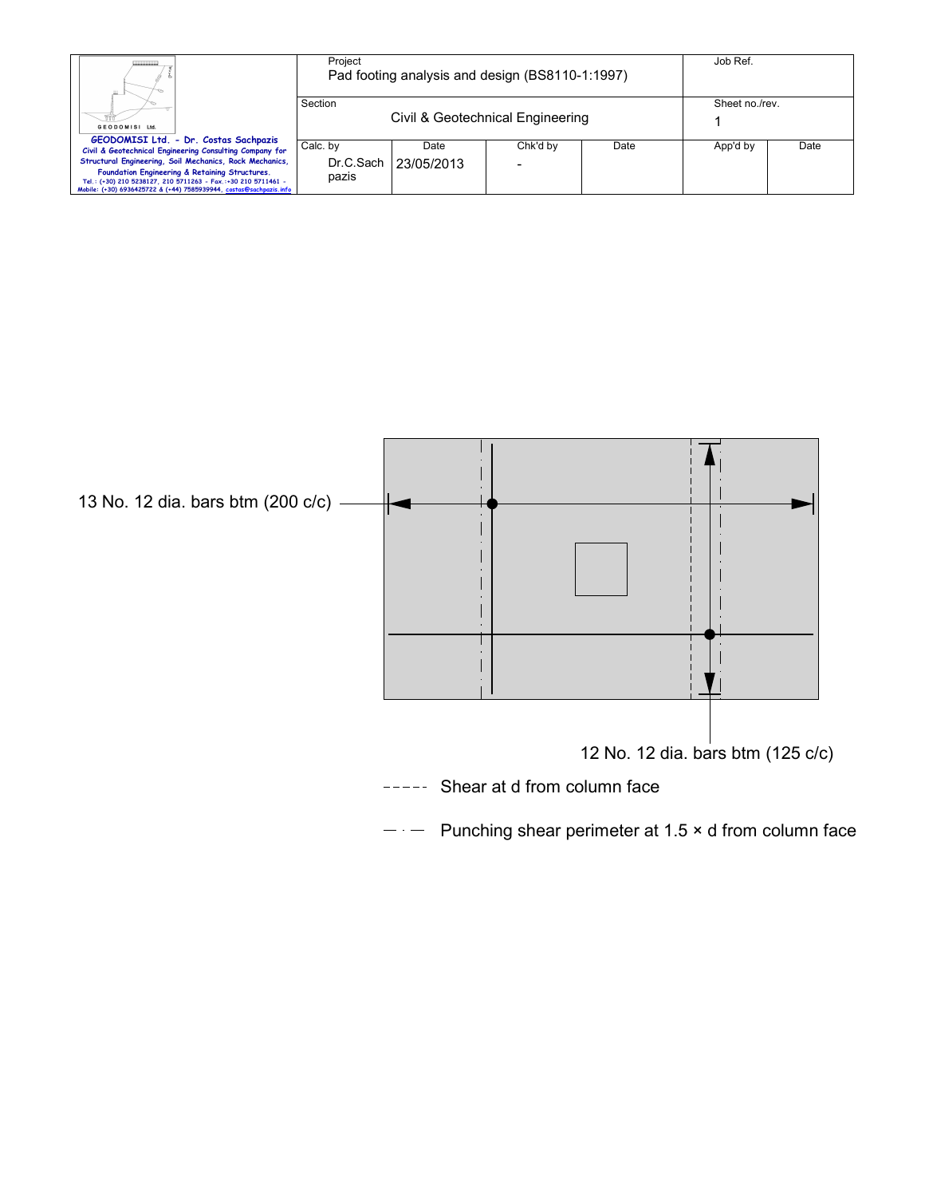13 No. 12 dia. bars btm (200 c/c)

12 No. 12 dia. bars btm (125 c/c)

----- Shear at d from column face

— · — Punching shear perimeter at 1.5 × d from column face